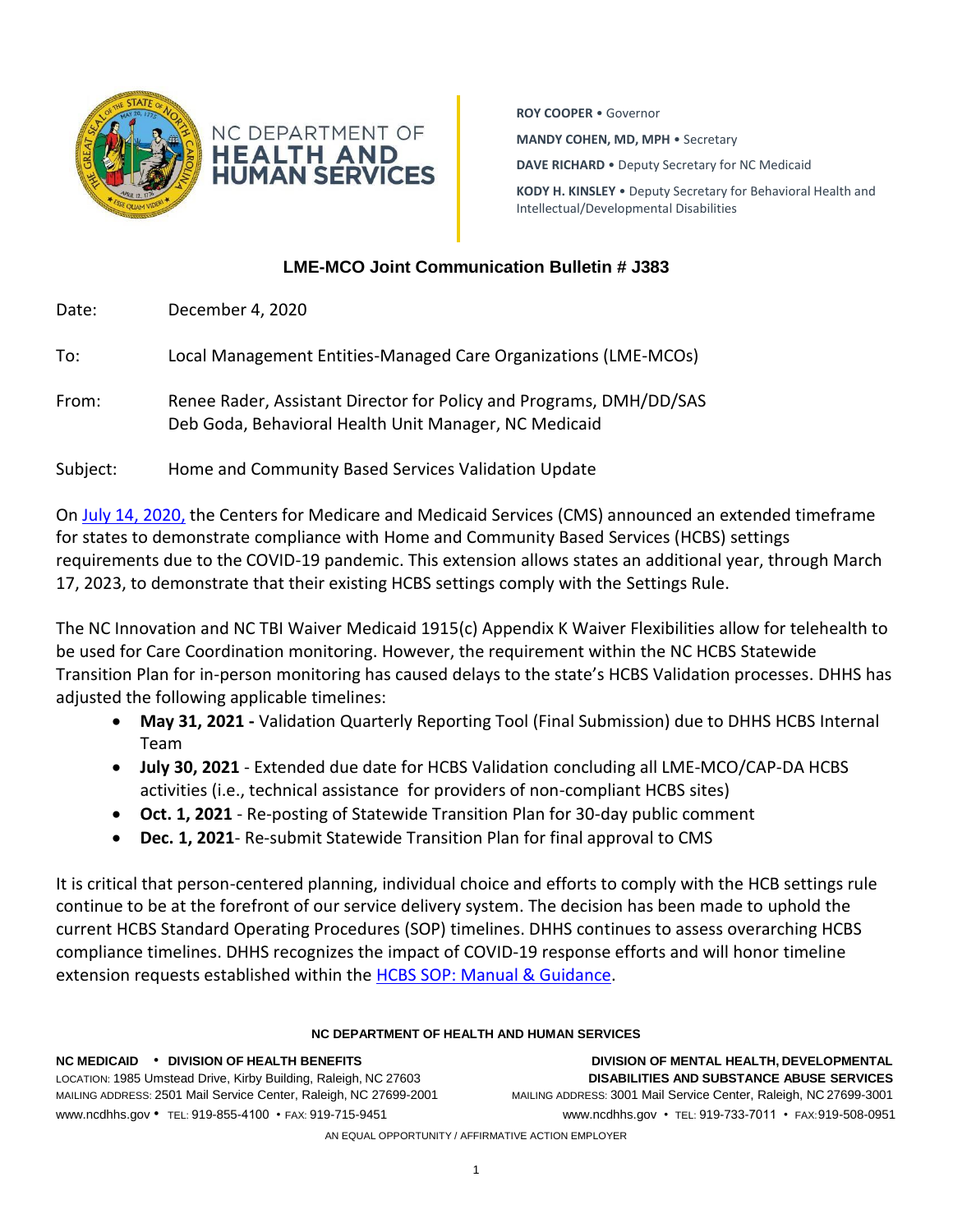NC DEPARTMENT OF **HEALTH AND HUMAN SERVICES**

**ROY COOPER** • Governor
**MANDY COHEN, MD, MPH** • Secretary
**DAVE RICHARD** • Deputy Secretary for NC Medicaid
**KODY H. KINSLEY** • Deputy Secretary for Behavioral Health and Intellectual/Developmental Disabilities

## LME-MCO Joint Communication Bulletin # J383

Date: December 4, 2020

To: Local Management Entities-Managed Care Organizations (LME-MCOs)

From: Renee Rader, Assistant Director for Policy and Programs, DMH/DD/SAS
Deb Goda, Behavioral Health Unit Manager, NC Medicaid

Subject: Home and Community Based Services Validation Update

On July 14, 2020, the Centers for Medicare and Medicaid Services (CMS) announced an extended timeframe for states to demonstrate compliance with Home and Community Based Services (HCBS) settings requirements due to the COVID-19 pandemic. This extension allows states an additional year, through March 17, 2023, to demonstrate that their existing HCBS settings comply with the Settings Rule.

The NC Innovation and NC TBI Waiver Medicaid 1915(c) Appendix K Waiver Flexibilities allow for telehealth to be used for Care Coordination monitoring. However, the requirement within the NC HCBS Statewide Transition Plan for in-person monitoring has caused delays to the state's HCBS Validation processes. DHHS has adjusted the following applicable timelines:

- **May 31, 2021 -** Validation Quarterly Reporting Tool (Final Submission) due to DHHS HCBS Internal Team
- **July 30, 2021** - Extended due date for HCBS Validation concluding all LME-MCO/CAP-DA HCBS activities (i.e., technical assistance for providers of non-compliant HCBS sites)
- **Oct. 1, 2021** - Re-posting of Statewide Transition Plan for 30-day public comment
- **Dec. 1, 2021**- Re-submit Statewide Transition Plan for final approval to CMS

It is critical that person-centered planning, individual choice and efforts to comply with the HCB settings rule continue to be at the forefront of our service delivery system. The decision has been made to uphold the current HCBS Standard Operating Procedures (SOP) timelines. DHHS continues to assess overarching HCBS compliance timelines. DHHS recognizes the impact of COVID-19 response efforts and will honor timeline extension requests established within the HCBS SOP: Manual & Guidance.

**NC DEPARTMENT OF HEALTH AND HUMAN SERVICES**

**NC MEDICAID • DIVISION OF HEALTH BENEFITS**
LOCATION: 1985 Umstead Drive, Kirby Building, Raleigh, NC 27603
MAILING ADDRESS: 2501 Mail Service Center, Raleigh, NC 27699-2001
www.ncdhhs.gov • TEL: 919-855-4100 • FAX: 919-715-9451

**DIVISION OF MENTAL HEALTH, DEVELOPMENTAL DISABILITIES AND SUBSTANCE ABUSE SERVICES**
MAILING ADDRESS: 3001 Mail Service Center, Raleigh, NC 27699-3001
www.ncdhhs.gov • TEL: 919-733-7011 • FAX: 919-508-0951

AN EQUAL OPPORTUNITY / AFFIRMATIVE ACTION EMPLOYER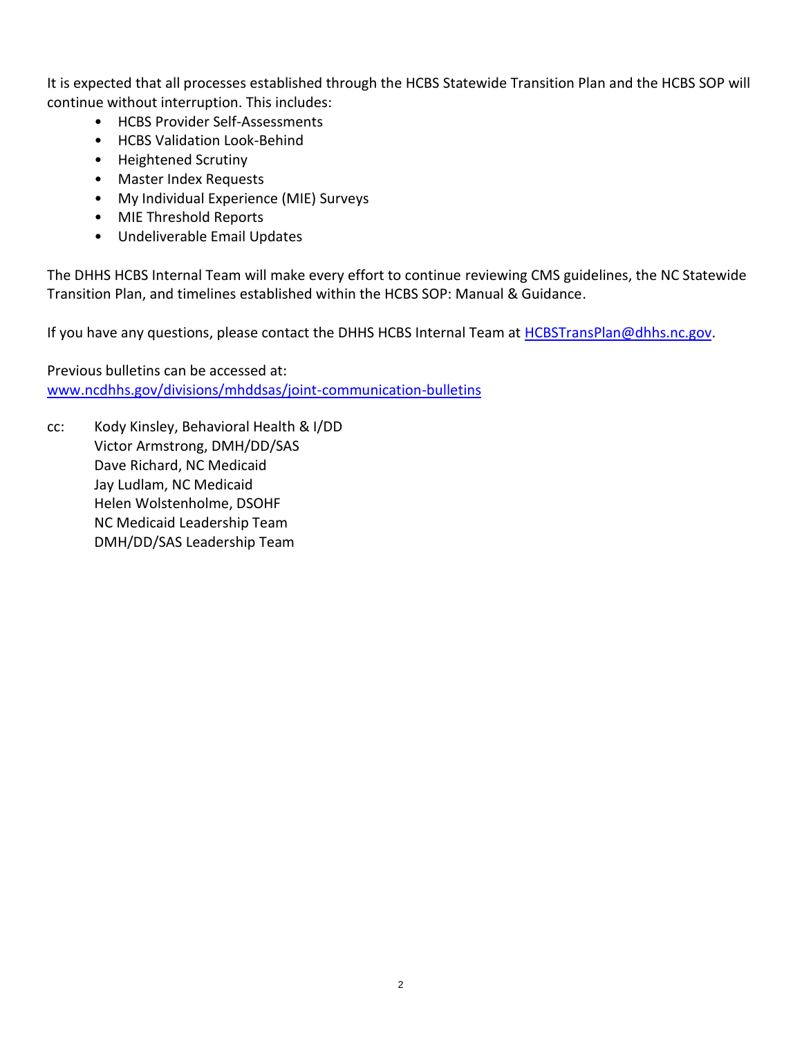It is expected that all processes established through the HCBS Statewide Transition Plan and the HCBS SOP will continue without interruption. This includes:

- HCBS Provider Self-Assessments
- HCBS Validation Look-Behind
- Heightened Scrutiny
- Master Index Requests
- My Individual Experience (MIE) Surveys
- MIE Threshold Reports
- Undeliverable Email Updates

The DHHS HCBS Internal Team will make every effort to continue reviewing CMS guidelines, the NC Statewide Transition Plan, and timelines established within the HCBS SOP: Manual & Guidance.

If you have any questions, please contact the DHHS HCBS Internal Team at HCBSTransPlan@dhhs.nc.gov.

Previous bulletins can be accessed at:
www.ncdhhs.gov/divisions/mhddsas/joint-communication-bulletins

cc: Kody Kinsley, Behavioral Health & I/DD
Victor Armstrong, DMH/DD/SAS
Dave Richard, NC Medicaid
Jay Ludlam, NC Medicaid
Helen Wolstenholme, DSOHF
NC Medicaid Leadership Team
DMH/DD/SAS Leadership Team